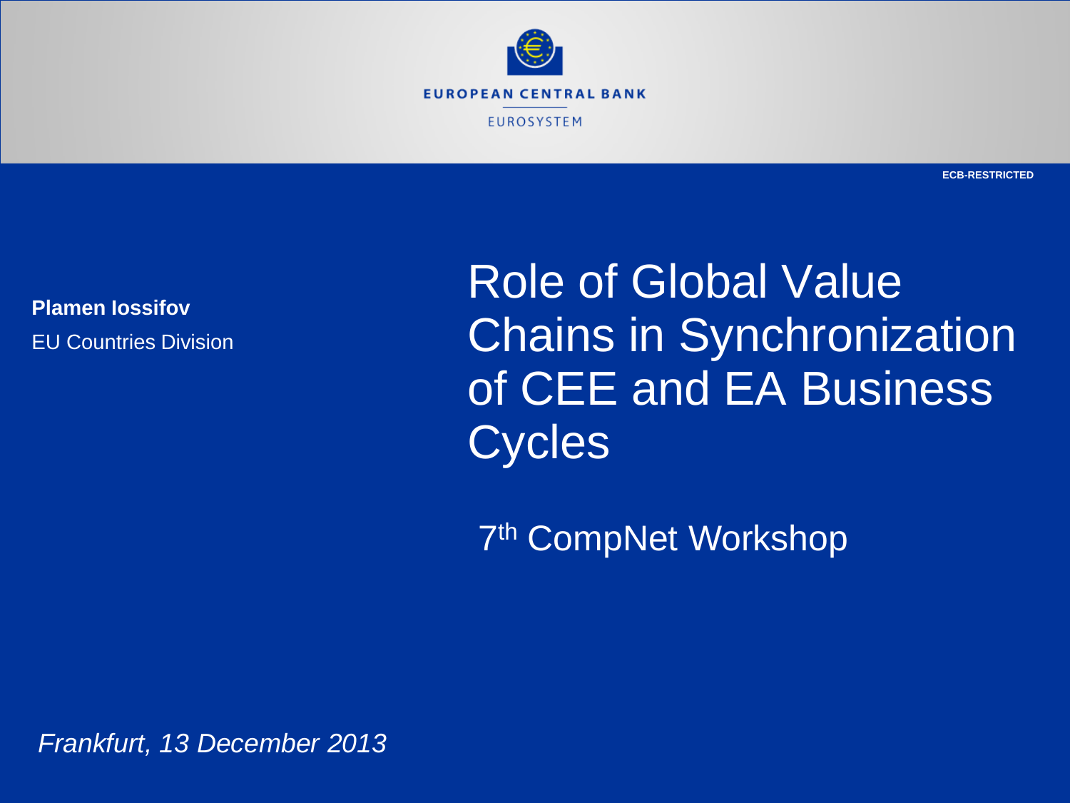EUROPEAN CENTRAL BANK

EUROSYSTEM

ECB-RESTRICTED

# Role of Global Value Chains in Synchronization of CEE and EA Business Cycles

7th CompNet Workshop

**Plamen Iossifov**

EU Countries Division

*Frankfurt, 13 December 2013*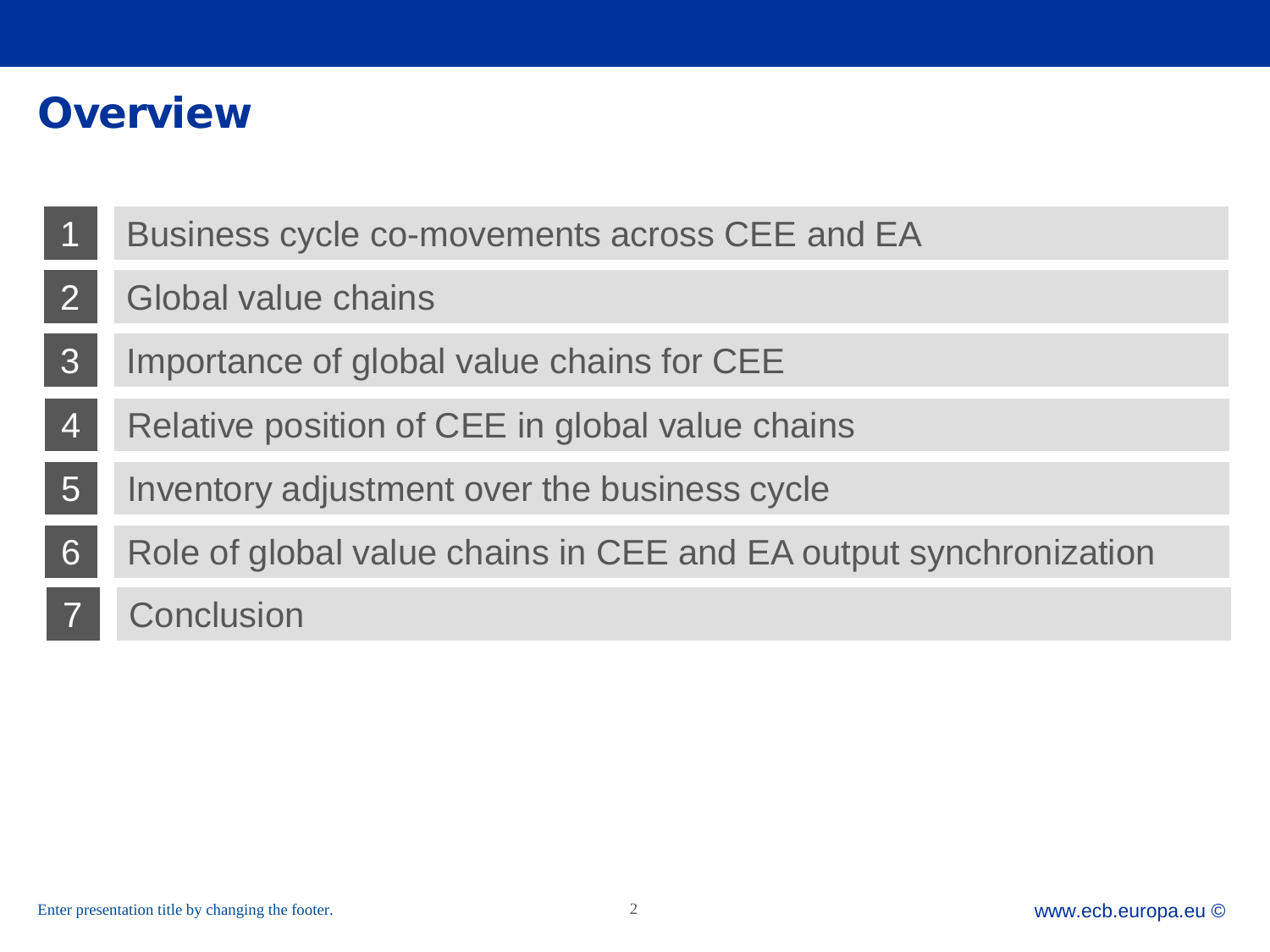# Overview

1. Business cycle co-movements across CEE and EA
2. Global value chains
3. Importance of global value chains for CEE
4. Relative position of CEE in global value chains
5. Inventory adjustment over the business cycle
6. Role of global value chains in CEE and EA output synchronization
7. Conclusion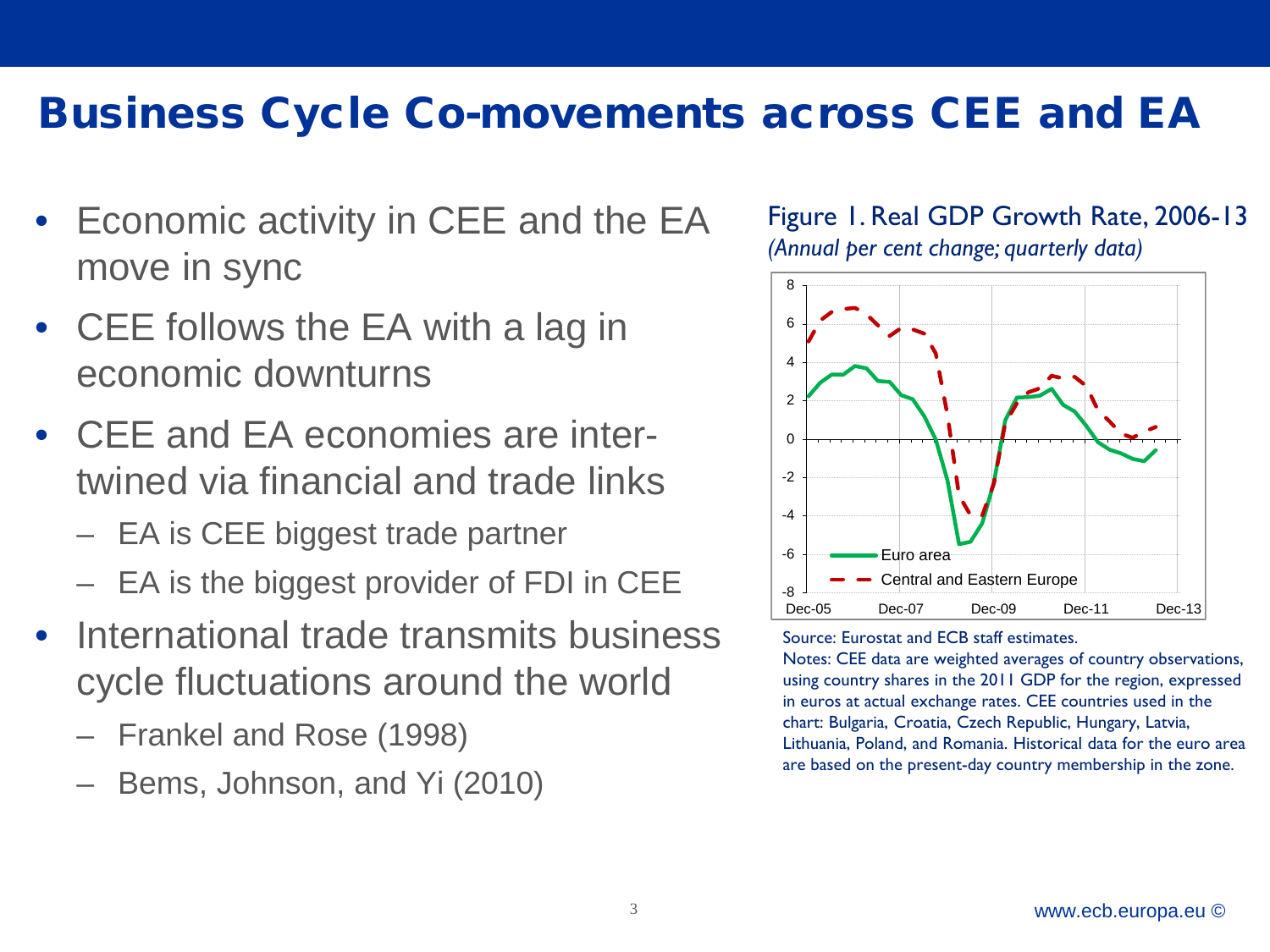# Business Cycle Co-movements across CEE and EA

- Economic activity in CEE and the EA move in sync
- CEE follows the EA with a lag in economic downturns
- CEE and EA economies are inter-twined via financial and trade links
  - EA is CEE biggest trade partner
  - EA is the biggest provider of FDI in CEE
- International trade transmits business cycle fluctuations around the world
  - Frankel and Rose (1998)
  - Bems, Johnson, and Yi (2010)

Figure 1. Real GDP Growth Rate, 2006-13
*(Annual per cent change; quarterly data)*

Source: Eurostat and ECB staff estimates.
Notes: CEE data are weighted averages of country observations, using country shares in the 2011 GDP for the region, expressed in euros at actual exchange rates. CEE countries used in the chart: Bulgaria, Croatia, Czech Republic, Hungary, Latvia, Lithuania, Poland, and Romania. Historical data for the euro area are based on the present-day country membership in the zone.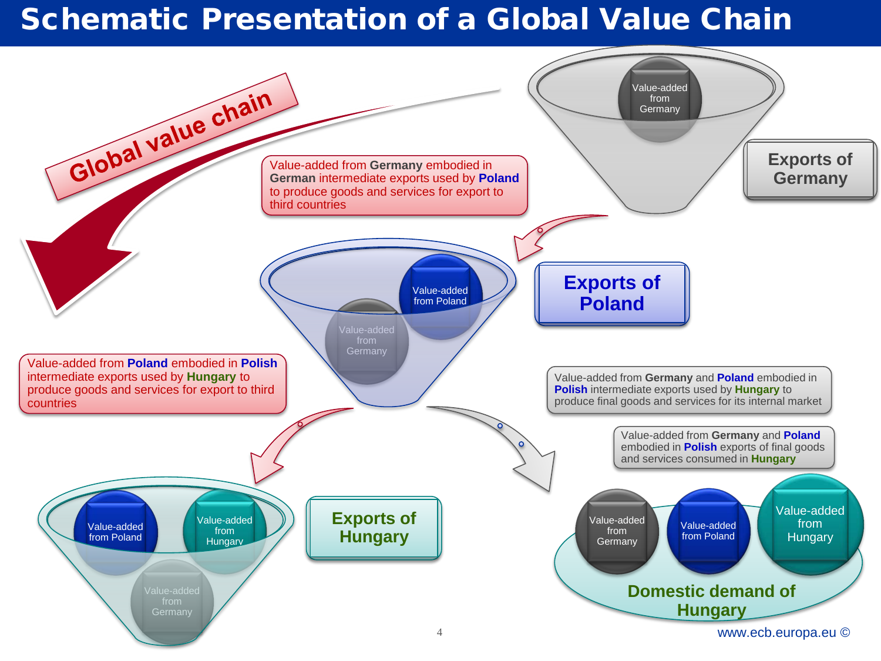# Schematic Presentation of a Global Value Chain

Global value chain

Value-added from Germany

Exports of Germany

Value-added from **Germany** embodied in **German** intermediate exports used by **Poland** to produce goods and services for export to third countries

Value-added from Poland

Value-added from Germany

Exports of Poland

Value-added from **Poland** embodied in **Polish** intermediate exports used by **Hungary** to produce goods and services for export to third countries

Value-added from **Germany** and **Poland** embodied in **Polish** intermediate exports used by **Hungary** to produce final goods and services for its internal market

Value-added from **Germany** and **Poland** embodied in **Polish** exports of final goods and services consumed in **Hungary**

Value-added from Poland

Value-added from Hungary

Value-added from Germany

Exports of Hungary

Value-added from Germany

Value-added from Poland

Value-added from Hungary

Domestic demand of Hungary

www.ecb.europa.eu ©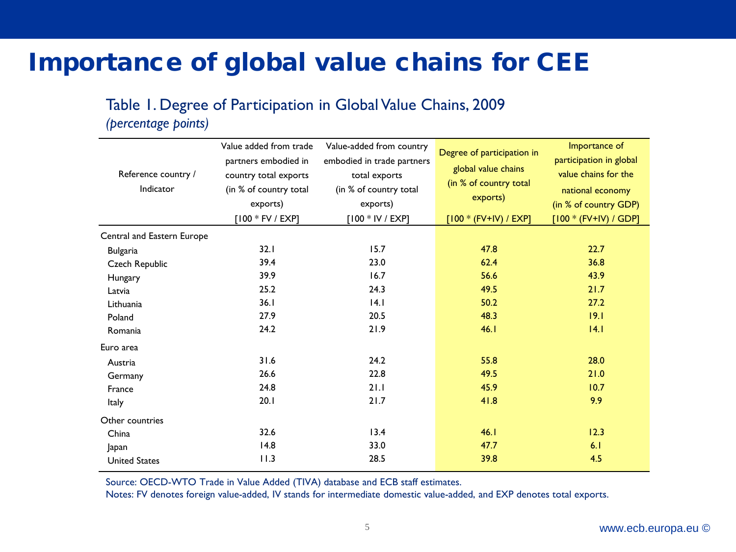# Importance of global value chains for CEE

## Table 1. Degree of Participation in Global Value Chains, 2009

*(percentage points)*

| Reference country / Indicator | Value added from trade partners embodied in country total exports (in % of country total exports) [100 * FV / EXP] | Value-added from country embodied in trade partners total exports (in % of country total exports) [100 * IV / EXP] | Degree of participation in global value chains (in % of country total exports) [100 * (FV+IV) / EXP] | Importance of participation in global value chains for the national economy (in % of country GDP) [100 * (FV+IV) / GDP] |
|---|---|---|---|---|
| Central and Eastern Europe | | | | |
| Bulgaria | 32.1 | 15.7 | 47.8 | 22.7 |
| Czech Republic | 39.4 | 23.0 | 62.4 | 36.8 |
| Hungary | 39.9 | 16.7 | 56.6 | 43.9 |
| Latvia | 25.2 | 24.3 | 49.5 | 21.7 |
| Lithuania | 36.1 | 14.1 | 50.2 | 27.2 |
| Poland | 27.9 | 20.5 | 48.3 | 19.1 |
| Romania | 24.2 | 21.9 | 46.1 | 14.1 |
| Euro area | | | | |
| Austria | 31.6 | 24.2 | 55.8 | 28.0 |
| Germany | 26.6 | 22.8 | 49.5 | 21.0 |
| France | 24.8 | 21.1 | 45.9 | 10.7 |
| Italy | 20.1 | 21.7 | 41.8 | 9.9 |
| Other countries | | | | |
| China | 32.6 | 13.4 | 46.1 | 12.3 |
| Japan | 14.8 | 33.0 | 47.7 | 6.1 |
| United States | 11.3 | 28.5 | 39.8 | 4.5 |

Source: OECD-WTO Trade in Value Added (TIVA) database and ECB staff estimates.

Notes: FV denotes foreign value-added, IV stands for intermediate domestic value-added, and EXP denotes total exports.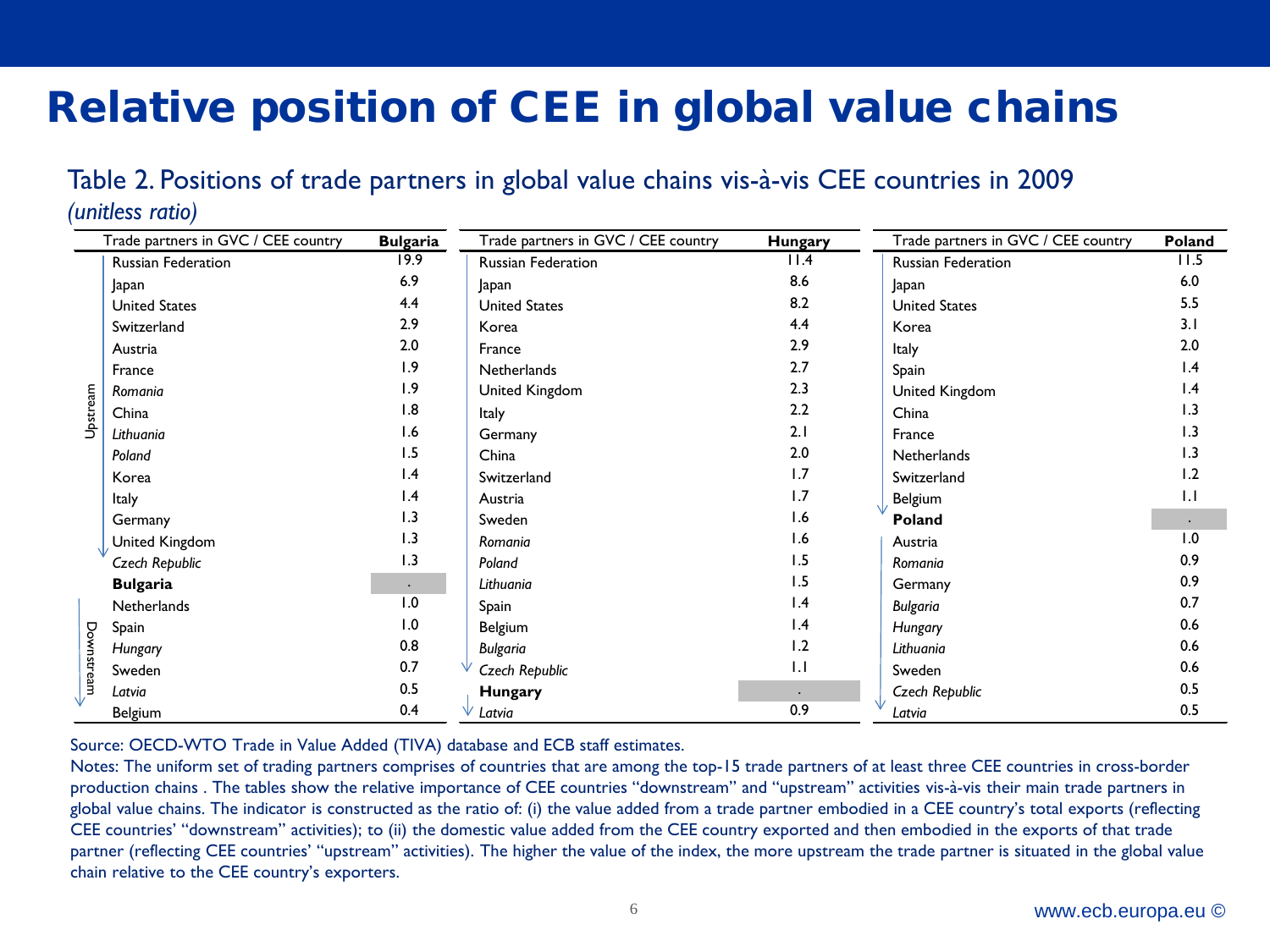# Relative position of CEE in global value chains

Table 2. Positions of trade partners in global value chains vis-à-vis CEE countries in 2009

*(unitless ratio)*

| | Trade partners in GVC / CEE country | **Bulgaria** |
|---|---|---|
| Upstream | Russian Federation | 19.9 |
| | Japan | 6.9 |
| | United States | 4.4 |
| | Switzerland | 2.9 |
| | Austria | 2.0 |
| | France | 1.9 |
| | *Romania* | 1.9 |
| | China | 1.8 |
| | *Lithuania* | 1.6 |
| | *Poland* | 1.5 |
| | Korea | 1.4 |
| | Italy | 1.4 |
| | Germany | 1.3 |
| | United Kingdom | 1.3 |
| | *Czech Republic* | 1.3 |
| | **Bulgaria** | . |
| Downstream | Netherlands | 1.0 |
| | Spain | 1.0 |
| | *Hungary* | 0.8 |
| | Sweden | 0.7 |
| | *Latvia* | 0.5 |
| | Belgium | 0.4 |

| Trade partners in GVC / CEE country | **Hungary** |
|---|---|
| Russian Federation | 11.4 |
| Japan | 8.6 |
| United States | 8.2 |
| Korea | 4.4 |
| France | 2.9 |
| Netherlands | 2.7 |
| United Kingdom | 2.3 |
| Italy | 2.2 |
| Germany | 2.1 |
| China | 2.0 |
| Switzerland | 1.7 |
| Austria | 1.7 |
| Sweden | 1.6 |
| *Romania* | 1.6 |
| *Poland* | 1.5 |
| *Lithuania* | 1.5 |
| Spain | 1.4 |
| Belgium | 1.4 |
| *Bulgaria* | 1.2 |
| *Czech Republic* | 1.1 |
| **Hungary** | . |
| *Latvia* | 0.9 |

| Trade partners in GVC / CEE country | **Poland** |
|---|---|
| Russian Federation | 11.5 |
| Japan | 6.0 |
| United States | 5.5 |
| Korea | 3.1 |
| Italy | 2.0 |
| Spain | 1.4 |
| United Kingdom | 1.4 |
| China | 1.3 |
| France | 1.3 |
| Netherlands | 1.3 |
| Switzerland | 1.2 |
| Belgium | 1.1 |
| **Poland** | . |
| Austria | 1.0 |
| *Romania* | 0.9 |
| Germany | 0.9 |
| *Bulgaria* | 0.7 |
| *Hungary* | 0.6 |
| *Lithuania* | 0.6 |
| Sweden | 0.6 |
| *Czech Republic* | 0.5 |
| *Latvia* | 0.5 |

Source: OECD-WTO Trade in Value Added (TIVA) database and ECB staff estimates.

Notes: The uniform set of trading partners comprises of countries that are among the top-15 trade partners of at least three CEE countries in cross-border production chains . The tables show the relative importance of CEE countries "downstream" and "upstream" activities vis-à-vis their main trade partners in global value chains. The indicator is constructed as the ratio of: (i) the value added from a trade partner embodied in a CEE country's total exports (reflecting CEE countries' "downstream" activities); to (ii) the domestic value added from the CEE country exported and then embodied in the exports of that trade partner (reflecting CEE countries' "upstream" activities). The higher the value of the index, the more upstream the trade partner is situated in the global value chain relative to the CEE country's exporters.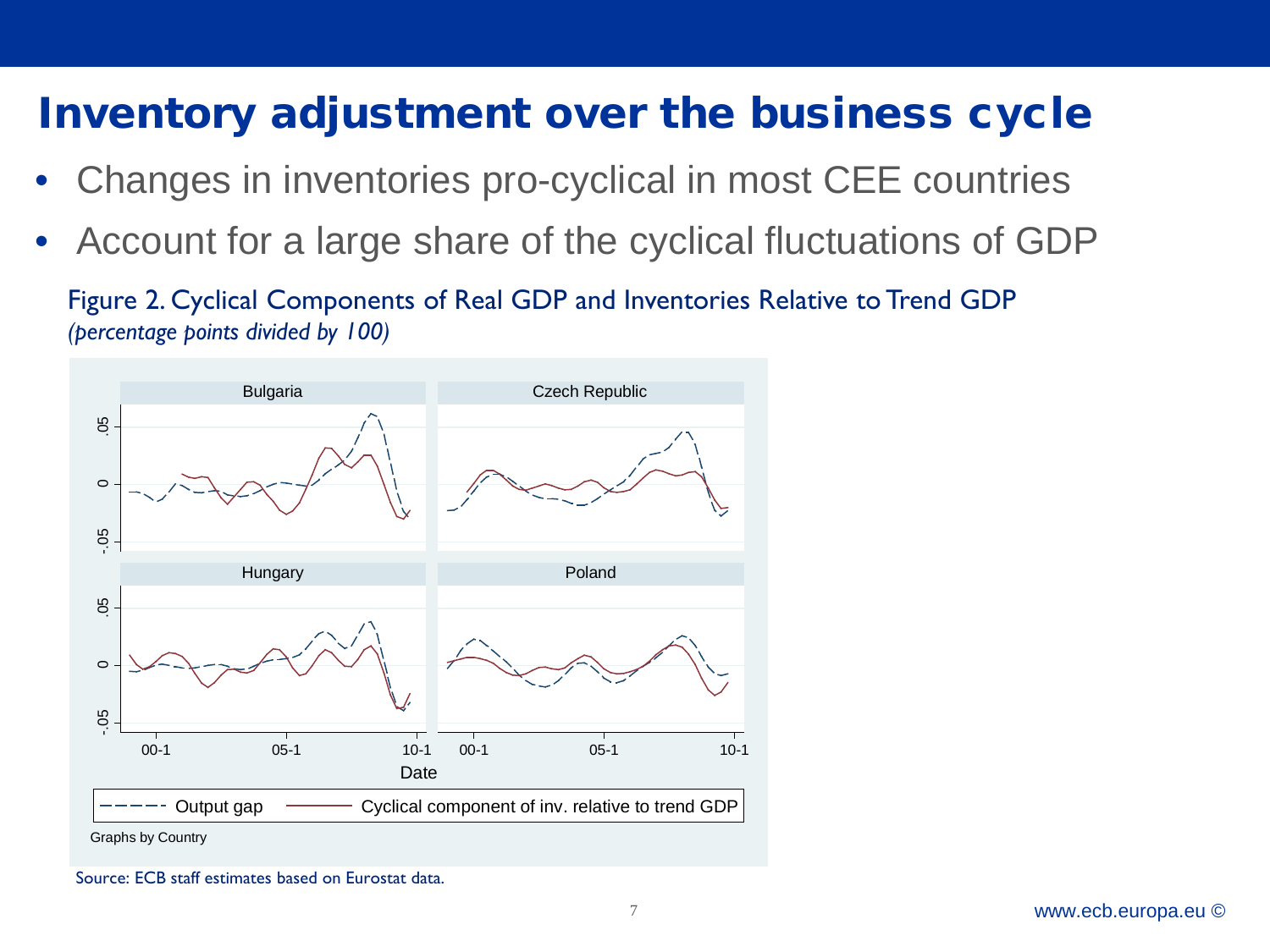# Inventory adjustment over the business cycle

- Changes in inventories pro-cyclical in most CEE countries
- Account for a large share of the cyclical fluctuations of GDP

Figure 2. Cyclical Components of Real GDP and Inventories Relative to Trend GDP
*(percentage points divided by 100)*

Source: ECB staff estimates based on Eurostat data.

www.ecb.europa.eu ©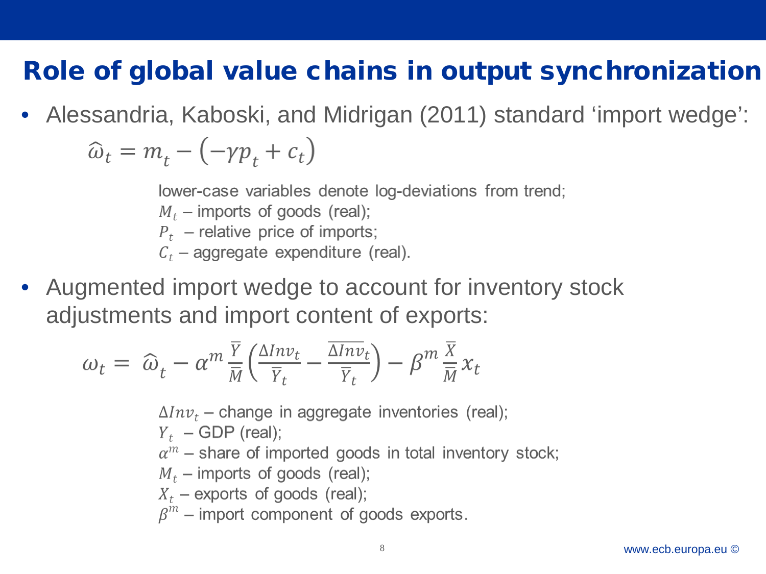# Role of global value chains in output synchronization

- Alessandria, Kaboski, and Midrigan (2011) standard ‘import wedge’:

$$\widehat{\omega}_t = m_t - \left(-\gamma p_t + c_t\right)$$

lower-case variables denote log-deviations from trend;
$M_t$ – imports of goods (real);
$P_t$ – relative price of imports;
$C_t$ – aggregate expenditure (real).

- Augmented import wedge to account for inventory stock adjustments and import content of exports:

$$\omega_t = \widehat{\omega}_t - \alpha^m \frac{\overline{Y}}{\overline{\overline{M}}} \left( \frac{\Delta Inv_t}{\overline{Y}_t} - \frac{\overline{\Delta Inv_t}}{\overline{Y}_t} \right) - \beta^m \frac{\overline{X}}{\overline{\overline{M}}} x_t$$

$\Delta Inv_t$ – change in aggregate inventories (real);
$Y_t$ – GDP (real);
$\alpha^m$ – share of imported goods in total inventory stock;
$M_t$ – imports of goods (real);
$X_t$ – exports of goods (real);
$\beta^m$ – import component of goods exports.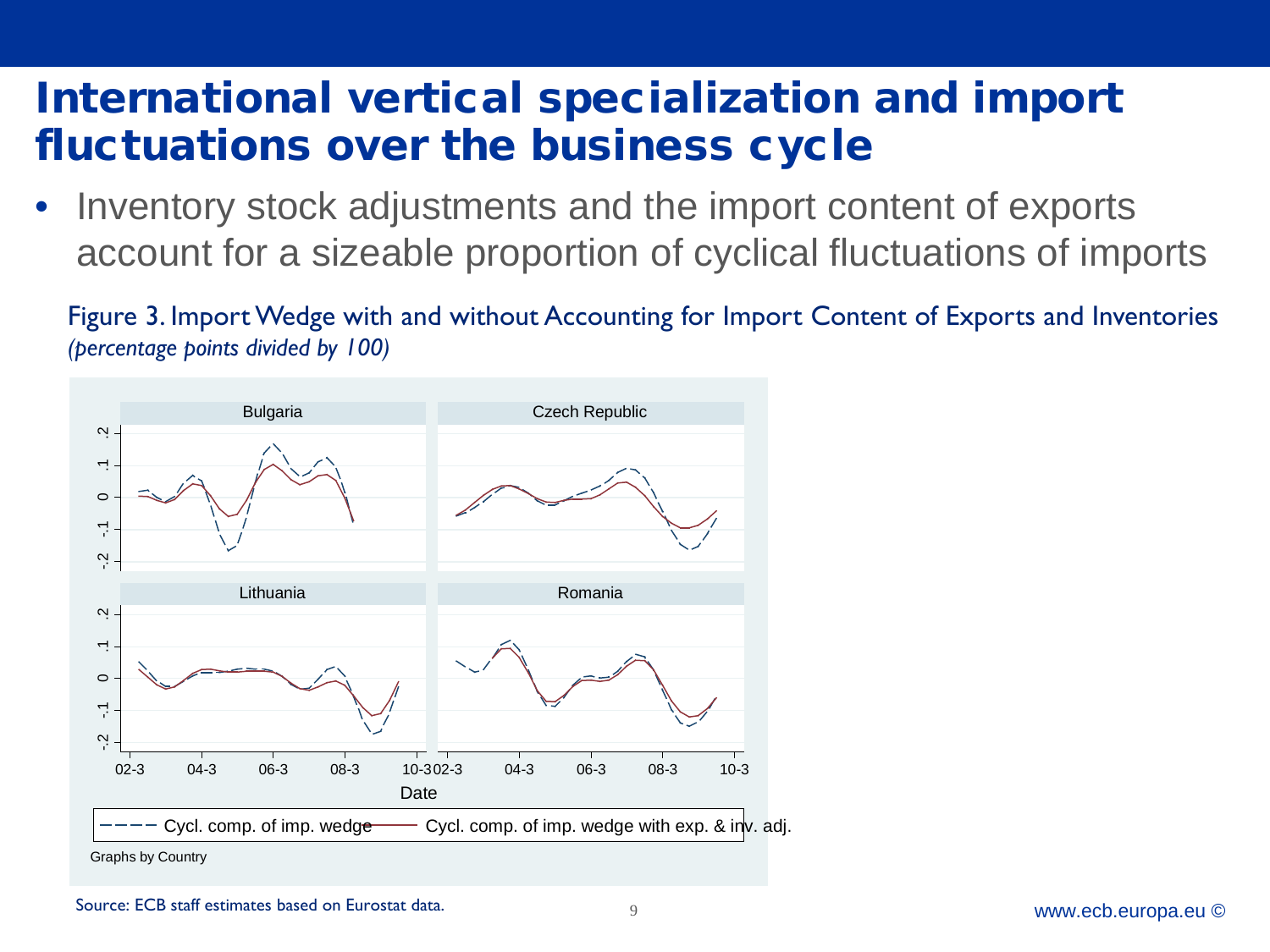# International vertical specialization and import fluctuations over the business cycle

- Inventory stock adjustments and the import content of exports account for a sizeable proportion of cyclical fluctuations of imports

Figure 3. Import Wedge with and without Accounting for Import Content of Exports and Inventories
*(percentage points divided by 100)*

Source: ECB staff estimates based on Eurostat data.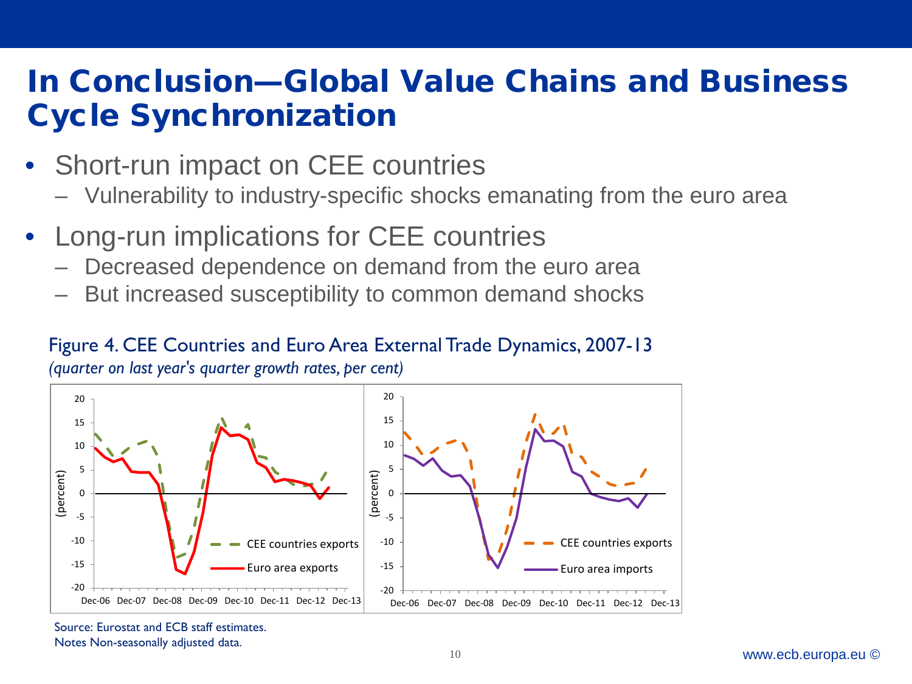# In Conclusion—Global Value Chains and Business Cycle Synchronization

- Short-run impact on CEE countries
  - Vulnerability to industry-specific shocks emanating from the euro area
- Long-run implications for CEE countries
  - Decreased dependence on demand from the euro area
  - But increased susceptibility to common demand shocks

Figure 4. CEE Countries and Euro Area External Trade Dynamics, 2007-13
*(quarter on last year's quarter growth rates, per cent)*

(percent)
20
15
10
5
0
-5
-10
-15
-20
Dec-06 Dec-07 Dec-08 Dec-09 Dec-10 Dec-11 Dec-12 Dec-13
CEE countries exports
Euro area exports

(percent)
20
15
10
5
0
-5
-10
-15
-20
Dec-06 Dec-07 Dec-08 Dec-09 Dec-10 Dec-11 Dec-12 Dec-13
CEE countries exports
Euro area imports

Source: Eurostat and ECB staff estimates.
Notes Non-seasonally adjusted data.

www.ecb.europa.eu ©